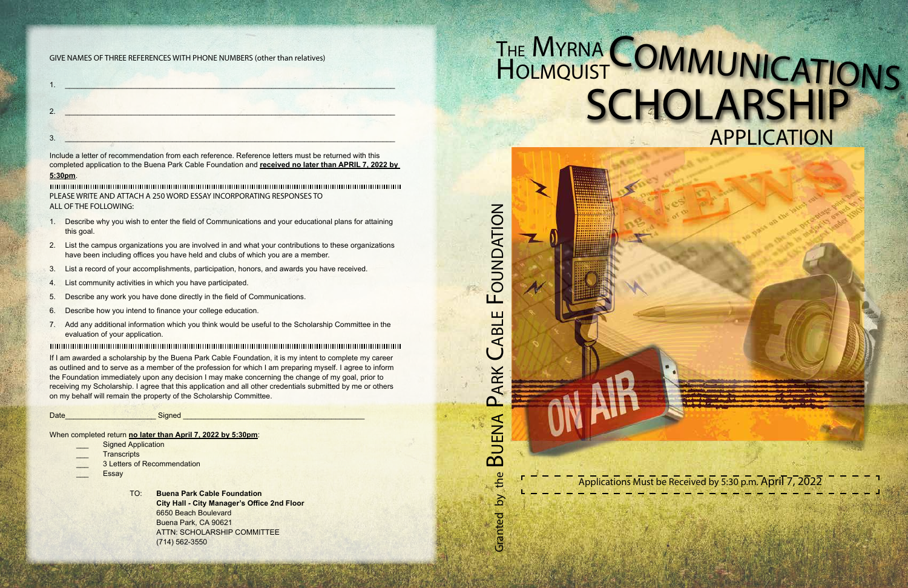# The Myrna Holmquist Communications Scholarship Application

Granted by the Buena Park Cable Foundation

Applications Must be Received by 5:30 p.m. April 7, 2022

GIVE NAMES OF THREE REFERENCES WITH PHONE NUMBERS (other than relatives)

1. ______________________________________________________________________

2. ______________________________________________________________________

3. ______________________________________________________________________

Include a letter of recommendation from each reference. Reference letters must be returned with this completed application to the Buena Park Cable Foundation and **received no later than APRIL 7, 2022 by 5:30pm**.

PLEASE WRITE AND ATTACH A 250 WORD ESSAY INCORPORATING RESPONSES TO ALL OF THE FOLLOWING:

1. Describe why you wish to enter the field of Communications and your educational plans for attaining this goal.
2. List the campus organizations you are involved in and what your contributions to these organizations have been including offices you have held and clubs of which you are a member.
3. List a record of your accomplishments, participation, honors, and awards you have received.
4. List community activities in which you have participated.
5. Describe any work you have done directly in the field of Communications.
6. Describe how you intend to finance your college education.
7. Add any additional information which you think would be useful to the Scholarship Committee in the evaluation of your application.

If I am awarded a scholarship by the Buena Park Cable Foundation, it is my intent to complete my career as outlined and to serve as a member of the profession for which I am preparing myself. I agree to inform the Foundation immediately upon any decision I may make concerning the change of my goal, prior to receiving my Scholarship. I agree that this application and all other credentials submitted by me or others on my behalf will remain the property of the Scholarship Committee.

Date_____________________ Signed ___________________________________________

When completed return **no later than April 7, 2022 by 5:30pm**:

- ___ Signed Application
- ___ Transcripts
- ___ 3 Letters of Recommendation
- ___ Essay

TO: **Buena Park Cable Foundation**
**City Hall - City Manager's Office 2nd Floor**
6650 Beach Boulevard
Buena Park, CA 90621
ATTN: SCHOLARSHIP COMMITTEE
(714) 562-3550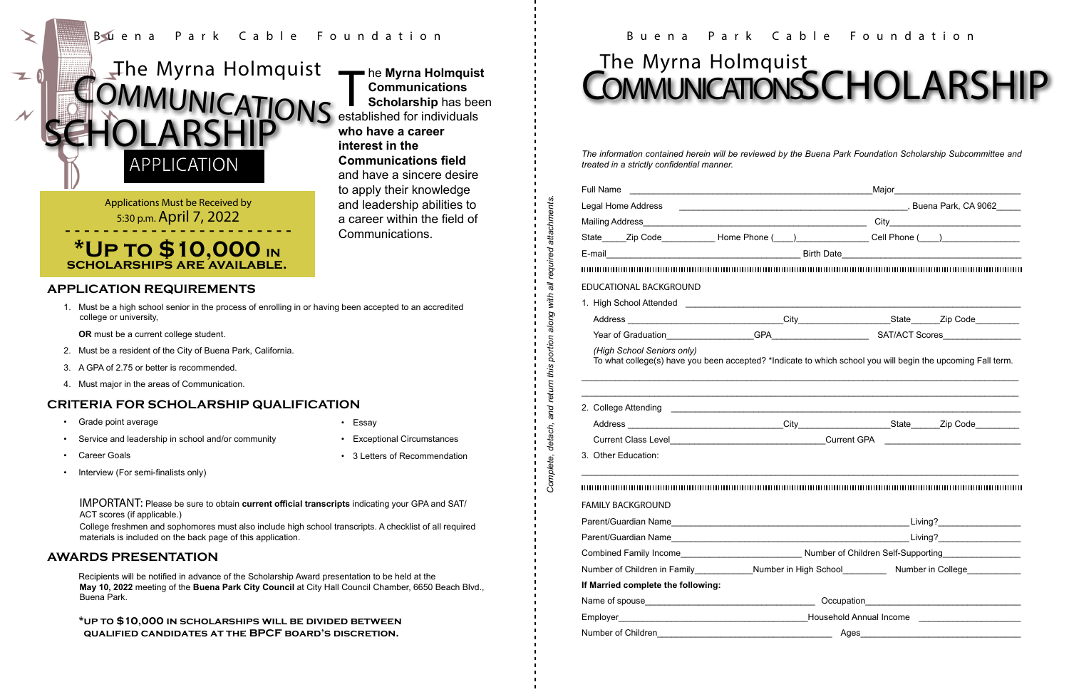Buena Park Cable Foundation

# The Myrna Holmquist COMMUNICATIONS SCHOLARSHIP APPLICATION

Applications Must be Received by 5:30 p.m. April 7, 2022

**\*UP TO $10,000 IN SCHOLARSHIPS ARE AVAILABLE.**

The **Myrna Holmquist Communications Scholarship** has been established for individuals **who have a career interest in the Communications field** and have a sincere desire to apply their knowledge and leadership abilities to a career within the field of Communications.

## APPLICATION REQUIREMENTS

1. Must be a high school senior in the process of enrolling in or having been accepted to an accredited college or university,

   **OR** must be a current college student.
2. Must be a resident of the City of Buena Park, California.
3. A GPA of 2.75 or better is recommended.
4. Must major in the areas of Communication.

## CRITERIA FOR SCHOLARSHIP QUALIFICATION

- Grade point average
- Service and leadership in school and/or community
- Career Goals
- Interview (For semi-finalists only)
- Essay
- Exceptional Circumstances
- 3 Letters of Recommendation

IMPORTANT: Please be sure to obtain **current official transcripts** indicating your GPA and SAT/ACT scores (if applicable.)
College freshmen and sophomores must also include high school transcripts. A checklist of all required materials is included on the back page of this application.

## AWARDS PRESENTATION

Recipients will be notified in advance of the Scholarship Award presentation to be held at the **May 10, 2022** meeting of the **Buena Park City Council** at City Hall Council Chamber, 6650 Beach Blvd., Buena Park.

**\*UP TO $10,000 IN SCHOLARSHIPS WILL BE DIVIDED BETWEEN QUALIFIED CANDIDATES AT THE BPCF BOARD'S DISCRETION.**

*Complete, detach, and return this portion along with all required attachments.*

---

Buena Park Cable Foundation

# The Myrna Holmquist COMMUNICATIONS SCHOLARSHIP

*The information contained herein will be reviewed by the Buena Park Foundation Scholarship Subcommittee and treated in a strictly confidential manner.*

Full Name _______________________________________________ Major________________________

Legal Home Address _______________________________________________, Buena Park, CA 9062_____

Mailing Address_______________________________________________ City____________________________

State_____Zip Code__________ Home Phone (____)______________ Cell Phone (____)________________

E-mail_______________________________________________ Birth Date____________________________

EDUCATIONAL BACKGROUND

1. High School Attended _______________________________________________

   Address ______________________________City__________________State______Zip Code_________

   Year of Graduation_________________GPA____________________ SAT/ACT Scores________________

   *(High School Seniors only)*
   To what college(s) have you been accepted? \*Indicate to which school you will begin the upcoming Fall term.

   _______________________________________________________________________________

   _______________________________________________________________________________

2. College Attending _______________________________________________

   Address ______________________________City__________________State______Zip Code_________

   Current Class Level______________________________Current GPA ____________________________

3. Other Education:

   _______________________________________________________________________________

FAMILY BACKGROUND

Parent/Guardian Name_______________________________________________Living?________________

Parent/Guardian Name_______________________________________________Living?________________

Combined Family Income________________________ Number of Children Self-Supporting_______________

Number of Children in Family___________Number in High School________ Number in College___________

**If Married complete the following:**

Name of spouse__________________________________ Occupation_______________________________

Employer_______________________________________Household Annual Income ____________________

Number of Children____________________________________ Ages_______________________________